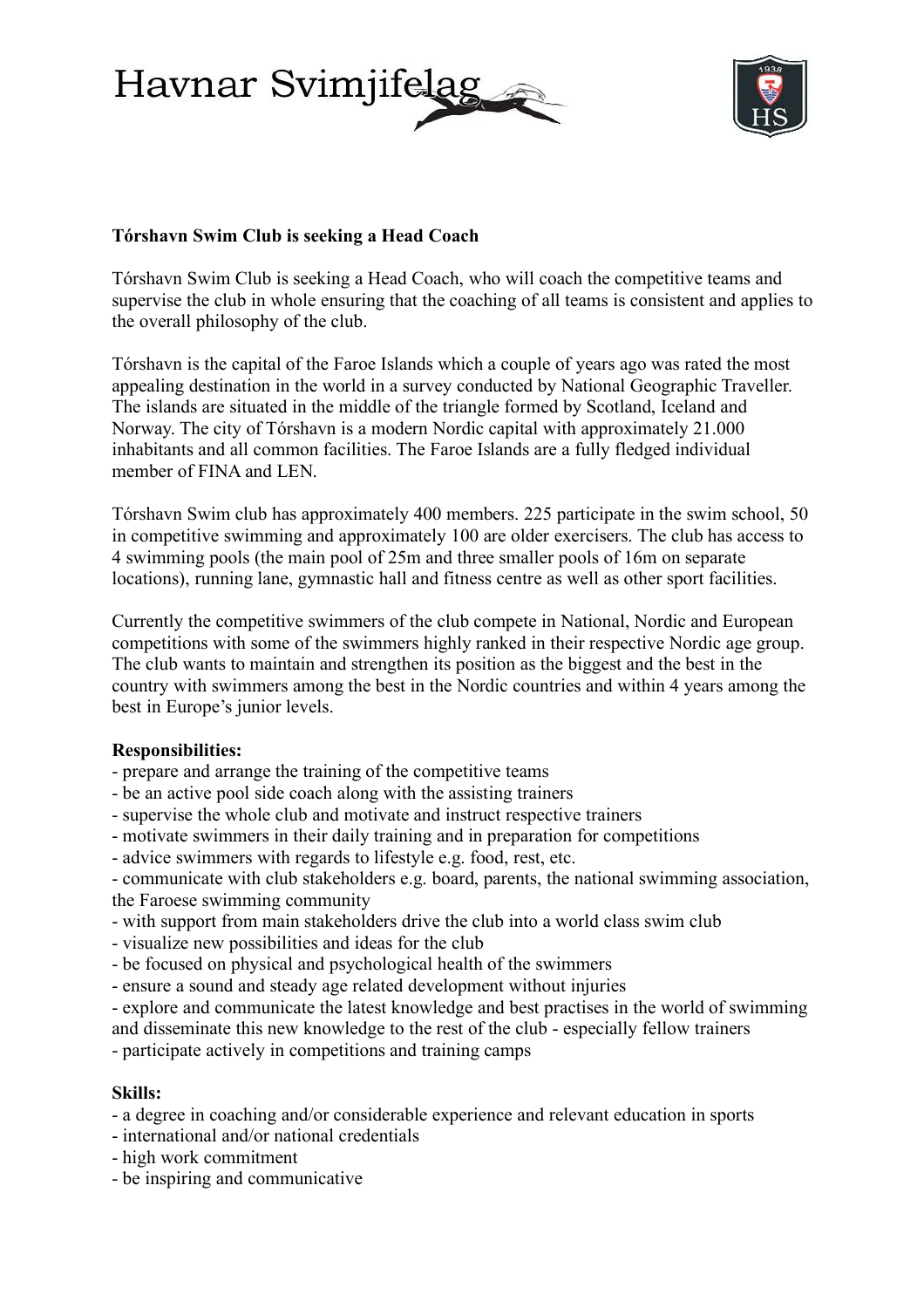# Havnar Svimjifelag

**Tórshavn Swim Club is seeking a Head Coach**

Tórshavn Swim Club is seeking a Head Coach, who will coach the competitive teams and supervise the club in whole ensuring that the coaching of all teams is consistent and applies to the overall philosophy of the club.

Tórshavn is the capital of the Faroe Islands which a couple of years ago was rated the most appealing destination in the world in a survey conducted by National Geographic Traveller. The islands are situated in the middle of the triangle formed by Scotland, Iceland and Norway. The city of Tórshavn is a modern Nordic capital with approximately 21.000 inhabitants and all common facilities. The Faroe Islands are a fully fledged individual member of FINA and LEN.

Tórshavn Swim club has approximately 400 members. 225 participate in the swim school, 50 in competitive swimming and approximately 100 are older exercisers. The club has access to 4 swimming pools (the main pool of 25m and three smaller pools of 16m on separate locations), running lane, gymnastic hall and fitness centre as well as other sport facilities.

Currently the competitive swimmers of the club compete in National, Nordic and European competitions with some of the swimmers highly ranked in their respective Nordic age group. The club wants to maintain and strengthen its position as the biggest and the best in the country with swimmers among the best in the Nordic countries and within 4 years among the best in Europe's junior levels.

**Responsibilities:**

- prepare and arrange the training of the competitive teams
- be an active pool side coach along with the assisting trainers
- supervise the whole club and motivate and instruct respective trainers
- motivate swimmers in their daily training and in preparation for competitions
- advice swimmers with regards to lifestyle e.g. food, rest, etc.
- communicate with club stakeholders e.g. board, parents, the national swimming association, the Faroese swimming community
- with support from main stakeholders drive the club into a world class swim club
- visualize new possibilities and ideas for the club
- be focused on physical and psychological health of the swimmers
- ensure a sound and steady age related development without injuries
- explore and communicate the latest knowledge and best practises in the world of swimming and disseminate this new knowledge to the rest of the club - especially fellow trainers
- participate actively in competitions and training camps

**Skills:**

- a degree in coaching and/or considerable experience and relevant education in sports
- international and/or national credentials
- high work commitment
- be inspiring and communicative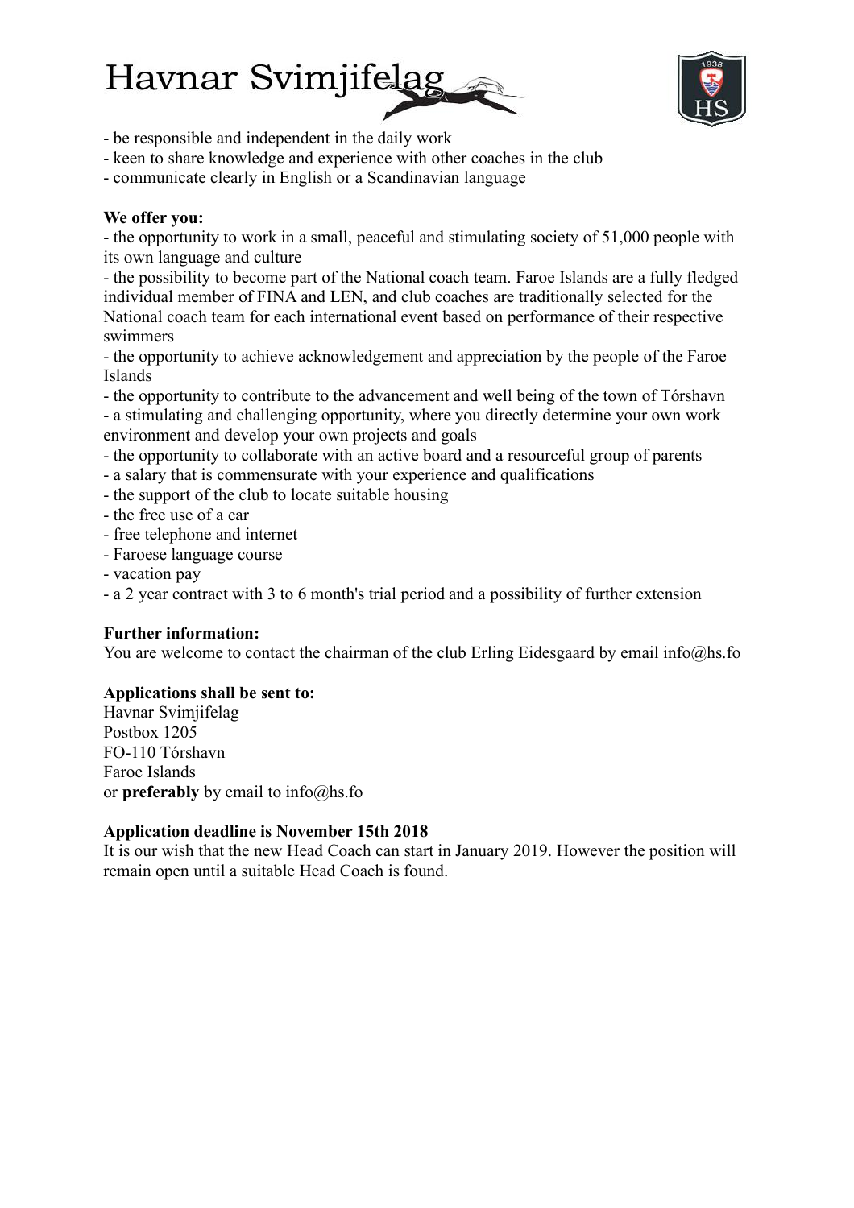- be responsible and independent in the daily work
- keen to share knowledge and experience with other coaches in the club
- communicate clearly in English or a Scandinavian language

**We offer you:**

- the opportunity to work in a small, peaceful and stimulating society of 51,000 people with its own language and culture
- the possibility to become part of the National coach team. Faroe Islands are a fully fledged individual member of FINA and LEN, and club coaches are traditionally selected for the National coach team for each international event based on performance of their respective swimmers
- the opportunity to achieve acknowledgement and appreciation by the people of the Faroe Islands
- the opportunity to contribute to the advancement and well being of the town of Tórshavn
- a stimulating and challenging opportunity, where you directly determine your own work environment and develop your own projects and goals
- the opportunity to collaborate with an active board and a resourceful group of parents
- a salary that is commensurate with your experience and qualifications
- the support of the club to locate suitable housing
- the free use of a car
- free telephone and internet
- Faroese language course
- vacation pay
- a 2 year contract with 3 to 6 month's trial period and a possibility of further extension

**Further information:**

You are welcome to contact the chairman of the club Erling Eidesgaard by email info@hs.fo

**Applications shall be sent to:**

Havnar Svimjifelag
Postbox 1205
FO-110 Tórshavn
Faroe Islands
or **preferably** by email to info@hs.fo

**Application deadline is November 15th 2018**

It is our wish that the new Head Coach can start in January 2019. However the position will remain open until a suitable Head Coach is found.